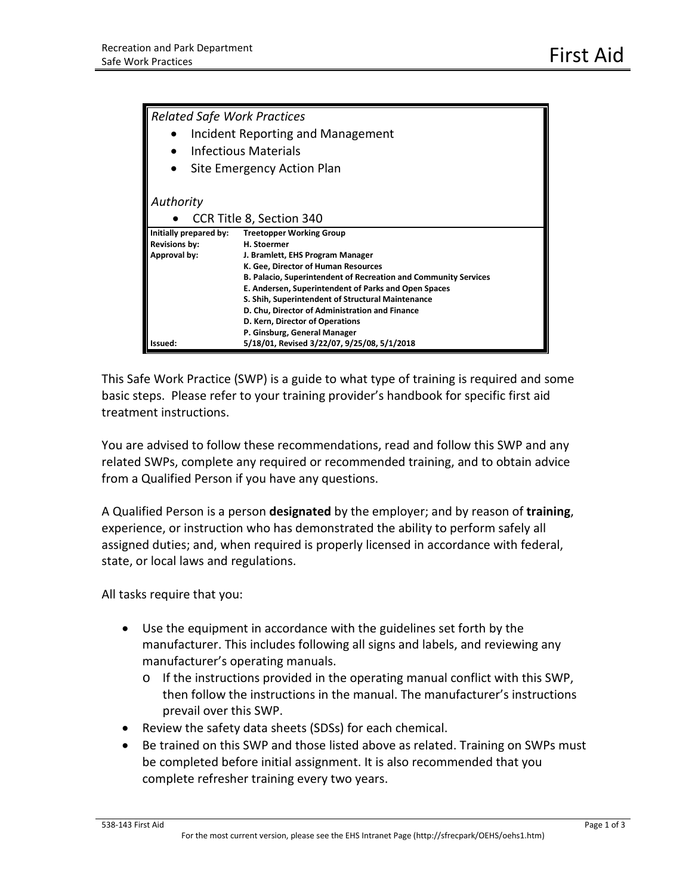# First Aid

*Related Safe Work Practices*

- Incident Reporting and Management
- Infectious Materials
- Site Emergency Action Plan

*Authority*

- CCR Title 8, Section 340

| | |
|---|---|
| **Initially prepared by:** | **Treetopper Working Group** |
| **Revisions by:** | **H. Stoermer** |
| **Approval by:** | **J. Bramlett, EHS Program Manager** |
| | **K. Gee, Director of Human Resources** |
| | **B. Palacio, Superintendent of Recreation and Community Services** |
| | **E. Andersen, Superintendent of Parks and Open Spaces** |
| | **S. Shih, Superintendent of Structural Maintenance** |
| | **D. Chu, Director of Administration and Finance** |
| | **D. Kern, Director of Operations** |
| | **P. Ginsburg, General Manager** |
| **Issued:** | **5/18/01, Revised 3/22/07, 9/25/08, 5/1/2018** |

This Safe Work Practice (SWP) is a guide to what type of training is required and some basic steps. Please refer to your training provider's handbook for specific first aid treatment instructions.

You are advised to follow these recommendations, read and follow this SWP and any related SWPs, complete any required or recommended training, and to obtain advice from a Qualified Person if you have any questions.

A Qualified Person is a person **designated** by the employer; and by reason of **training**, experience, or instruction who has demonstrated the ability to perform safely all assigned duties; and, when required is properly licensed in accordance with federal, state, or local laws and regulations.

All tasks require that you:

- Use the equipment in accordance with the guidelines set forth by the manufacturer. This includes following all signs and labels, and reviewing any manufacturer's operating manuals.
  - If the instructions provided in the operating manual conflict with this SWP, then follow the instructions in the manual. The manufacturer's instructions prevail over this SWP.
- Review the safety data sheets (SDSs) for each chemical.
- Be trained on this SWP and those listed above as related. Training on SWPs must be completed before initial assignment. It is also recommended that you complete refresher training every two years.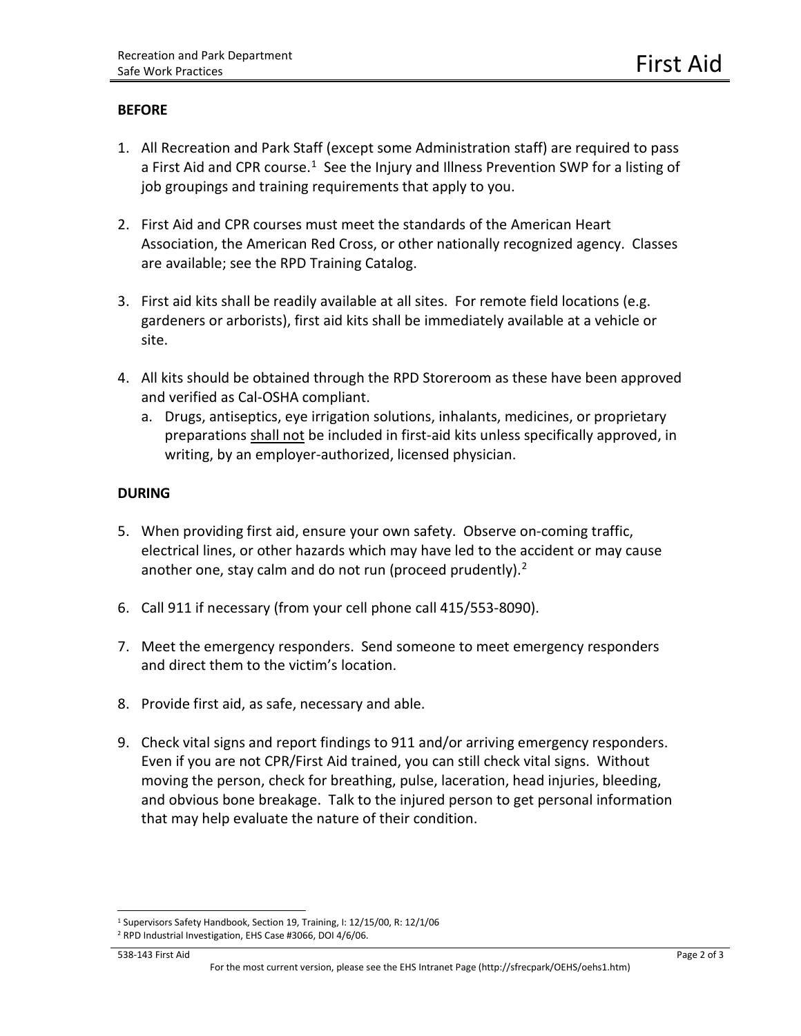## BEFORE

1. All Recreation and Park Staff (except some Administration staff) are required to pass a First Aid and CPR course.[1] See the Injury and Illness Prevention SWP for a listing of job groupings and training requirements that apply to you.

2. First Aid and CPR courses must meet the standards of the American Heart Association, the American Red Cross, or other nationally recognized agency. Classes are available; see the RPD Training Catalog.

3. First aid kits shall be readily available at all sites. For remote field locations (e.g. gardeners or arborists), first aid kits shall be immediately available at a vehicle or site.

4. All kits should be obtained through the RPD Storeroom as these have been approved and verified as Cal-OSHA compliant.
   a. Drugs, antiseptics, eye irrigation solutions, inhalants, medicines, or proprietary preparations <u>shall not</u> be included in first-aid kits unless specifically approved, in writing, by an employer-authorized, licensed physician.

## DURING

5. When providing first aid, ensure your own safety. Observe on-coming traffic, electrical lines, or other hazards which may have led to the accident or may cause another one, stay calm and do not run (proceed prudently).[2]

6. Call 911 if necessary (from your cell phone call 415/553-8090).

7. Meet the emergency responders. Send someone to meet emergency responders and direct them to the victim's location.

8. Provide first aid, as safe, necessary and able.

9. Check vital signs and report findings to 911 and/or arriving emergency responders. Even if you are not CPR/First Aid trained, you can still check vital signs. Without moving the person, check for breathing, pulse, laceration, head injuries, bleeding, and obvious bone breakage. Talk to the injured person to get personal information that may help evaluate the nature of their condition.

---

[1] Supervisors Safety Handbook, Section 19, Training, I: 12/15/00, R: 12/1/06

[2] RPD Industrial Investigation, EHS Case #3066, DOI 4/6/06.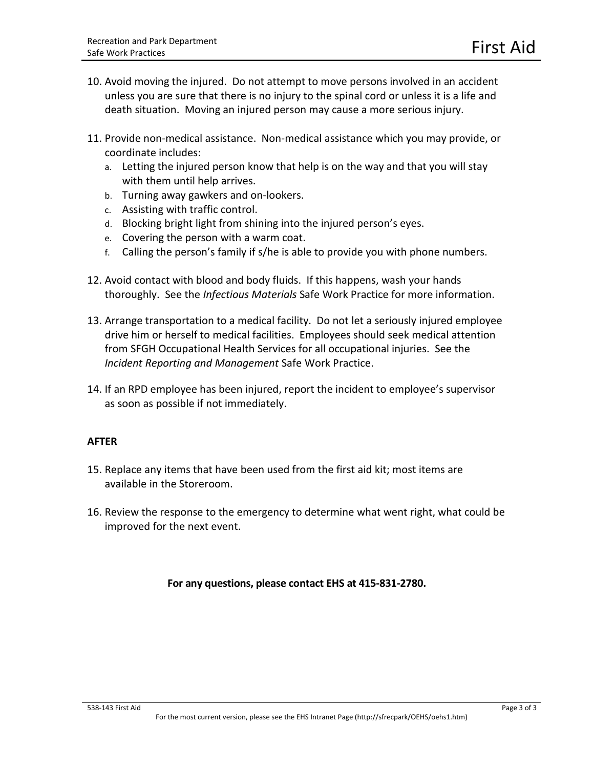10. Avoid moving the injured. Do not attempt to move persons involved in an accident unless you are sure that there is no injury to the spinal cord or unless it is a life and death situation. Moving an injured person may cause a more serious injury.

11. Provide non-medical assistance. Non-medical assistance which you may provide, or coordinate includes:
    a. Letting the injured person know that help is on the way and that you will stay with them until help arrives.
    b. Turning away gawkers and on-lookers.
    c. Assisting with traffic control.
    d. Blocking bright light from shining into the injured person's eyes.
    e. Covering the person with a warm coat.
    f. Calling the person's family if s/he is able to provide you with phone numbers.

12. Avoid contact with blood and body fluids. If this happens, wash your hands thoroughly. See the *Infectious Materials* Safe Work Practice for more information.

13. Arrange transportation to a medical facility. Do not let a seriously injured employee drive him or herself to medical facilities. Employees should seek medical attention from SFGH Occupational Health Services for all occupational injuries. See the *Incident Reporting and Management* Safe Work Practice.

14. If an RPD employee has been injured, report the incident to employee's supervisor as soon as possible if not immediately.

**AFTER**

15. Replace any items that have been used from the first aid kit; most items are available in the Storeroom.

16. Review the response to the emergency to determine what went right, what could be improved for the next event.

**For any questions, please contact EHS at 415-831-2780.**